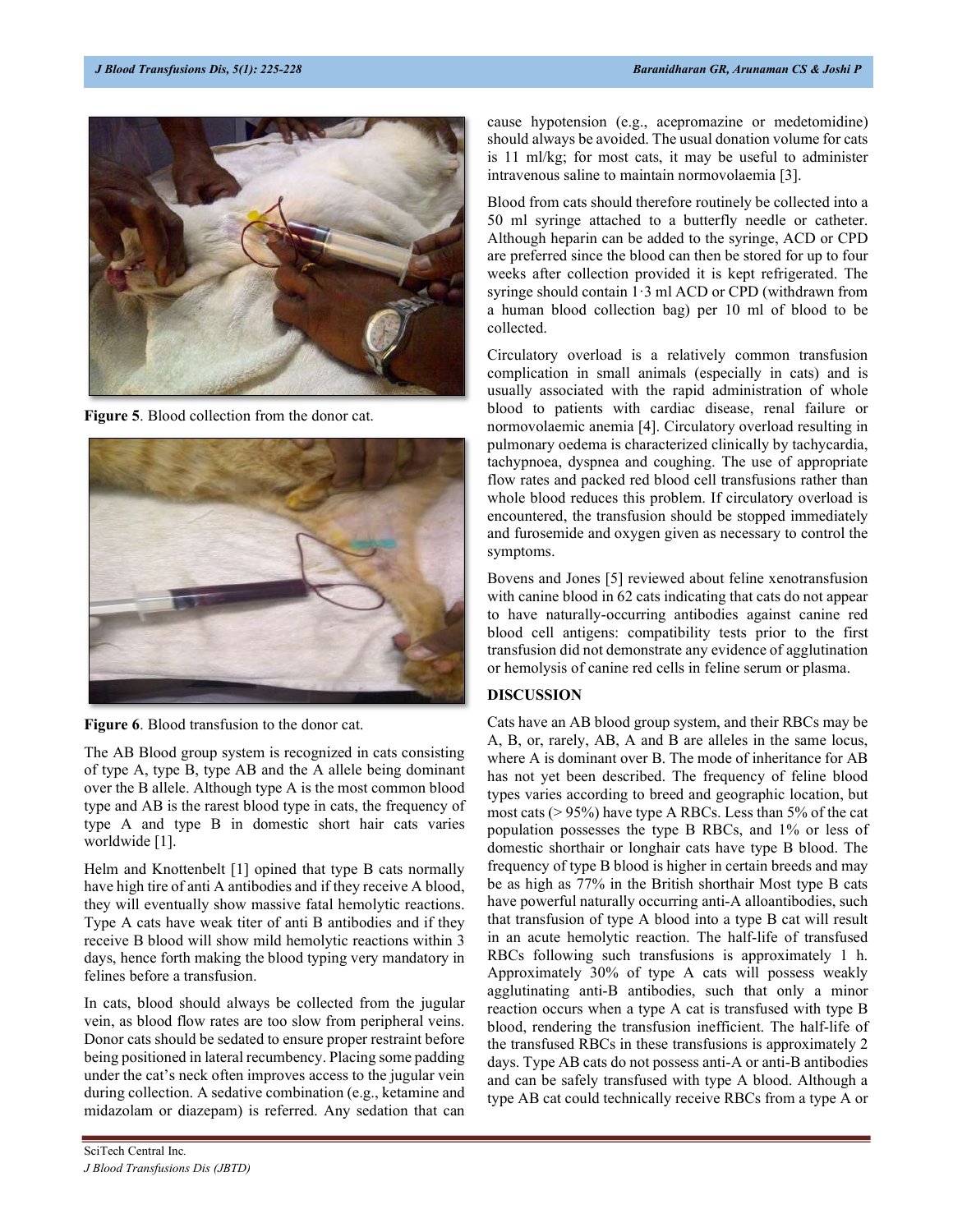Figure 5. Blood collection from the donor cat.

Figure 6. Blood transfusion to the donor cat.

The AB Blood group system is recognized in cats consisting of type A, type B, type AB and the A allele being dominant over the B allele. Although type A is the most common blood type and AB is the rarest blood type in cats, the frequency of type A and type B in domestic short hair cats varies worldwide [1].

Helm and Knottenbelt [1] opined that type B cats normally have high tire of anti A antibodies and if they receive A blood, they will eventually show massive fatal hemolytic reactions. Type A cats have weak titer of anti B antibodies and if they receive B blood will show mild hemolytic reactions within 3 days, hence forth making the blood typing very mandatory in felines before a transfusion.

In cats, blood should always be collected from the jugular vein, as blood flow rates are too slow from peripheral veins. Donor cats should be sedated to ensure proper restraint before being positioned in lateral recumbency. Placing some padding under the cat's neck often improves access to the jugular vein during collection. A sedative combination (e.g., ketamine and midazolam or diazepam) is referred. Any sedation that can cause hypotension (e.g., acepromazine or medetomidine) should always be avoided. The usual donation volume for cats is 11 ml/kg; for most cats, it may be useful to administer intravenous saline to maintain normovolaemia [3].

Blood from cats should therefore routinely be collected into a 50 ml syringe attached to a butterfly needle or catheter. Although heparin can be added to the syringe, ACD or CPD are preferred since the blood can then be stored for up to four weeks after collection provided it is kept refrigerated. The syringe should contain 1·3 ml ACD or CPD (withdrawn from a human blood collection bag) per 10 ml of blood to be collected.

Circulatory overload is a relatively common transfusion complication in small animals (especially in cats) and is usually associated with the rapid administration of whole blood to patients with cardiac disease, renal failure or normovolaemic anemia [4]. Circulatory overload resulting in pulmonary oedema is characterized clinically by tachycardia, tachypnoea, dyspnea and coughing. The use of appropriate flow rates and packed red blood cell transfusions rather than whole blood reduces this problem. If circulatory overload is encountered, the transfusion should be stopped immediately and furosemide and oxygen given as necessary to control the symptoms.

Bovens and Jones [5] reviewed about feline xenotransfusion with canine blood in 62 cats indicating that cats do not appear to have naturally-occurring antibodies against canine red blood cell antigens: compatibility tests prior to the first transfusion did not demonstrate any evidence of agglutination or hemolysis of canine red cells in feline serum or plasma.

## DISCUSSION

Cats have an AB blood group system, and their RBCs may be A, B, or, rarely, AB, A and B are alleles in the same locus, where A is dominant over B. The mode of inheritance for AB has not yet been described. The frequency of feline blood types varies according to breed and geographic location, but most cats (> 95%) have type A RBCs. Less than 5% of the cat population possesses the type B RBCs, and 1% or less of domestic shorthair or longhair cats have type B blood. The frequency of type B blood is higher in certain breeds and may be as high as 77% in the British shorthair Most type B cats have powerful naturally occurring anti-A alloantibodies, such that transfusion of type A blood into a type B cat will result in an acute hemolytic reaction. The half-life of transfused RBCs following such transfusions is approximately 1 h. Approximately 30% of type A cats will possess weakly agglutinating anti-B antibodies, such that only a minor reaction occurs when a type A cat is transfused with type B blood, rendering the transfusion inefficient. The half-life of the transfused RBCs in these transfusions is approximately 2 days. Type AB cats do not possess anti-A or anti-B antibodies and can be safely transfused with type A blood. Although a type AB cat could technically receive RBCs from a type A or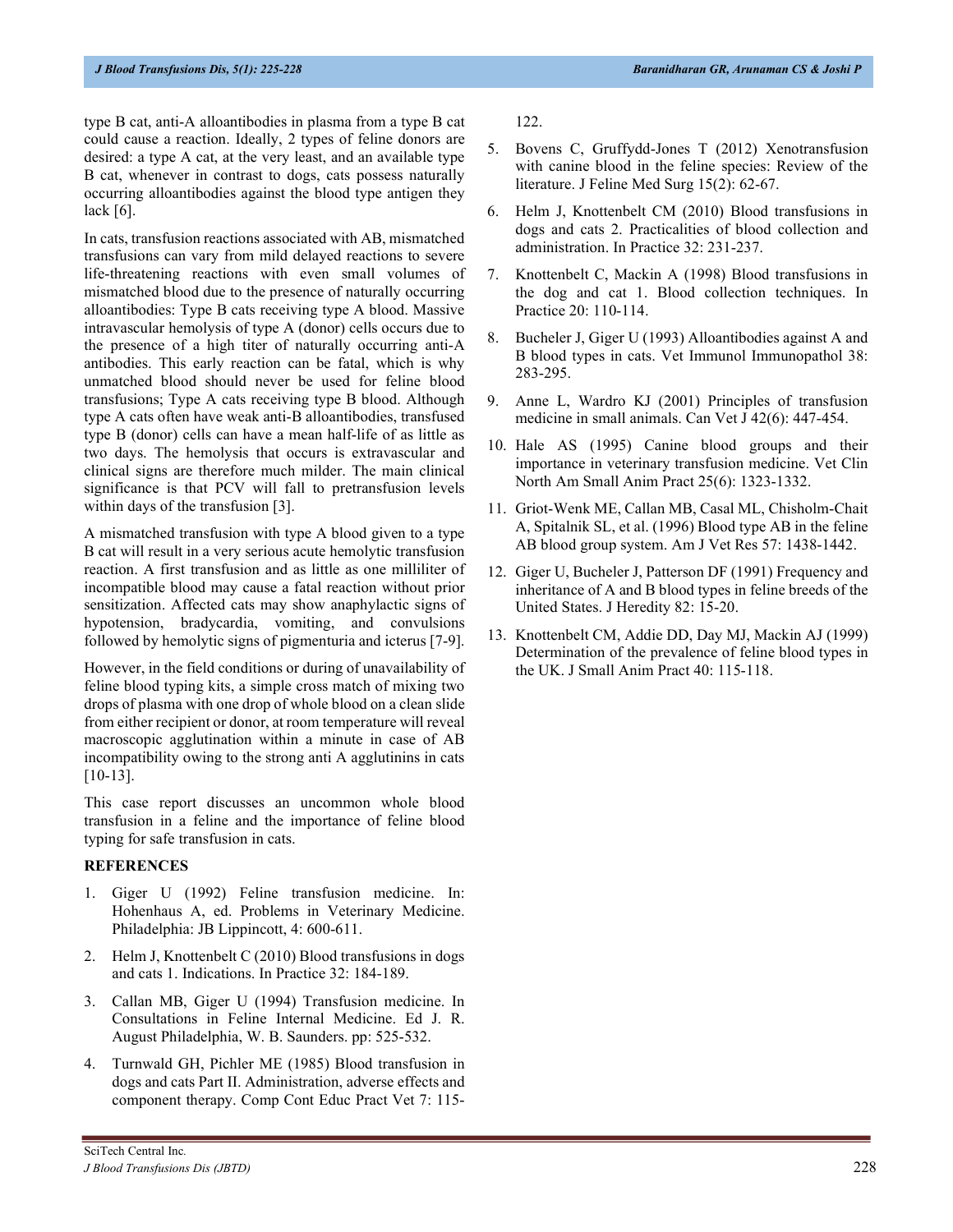type B cat, anti-A alloantibodies in plasma from a type B cat could cause a reaction. Ideally, 2 types of feline donors are desired: a type A cat, at the very least, and an available type B cat, whenever in contrast to dogs, cats possess naturally occurring alloantibodies against the blood type antigen they lack [6].

In cats, transfusion reactions associated with AB, mismatched transfusions can vary from mild delayed reactions to severe life-threatening reactions with even small volumes of mismatched blood due to the presence of naturally occurring alloantibodies: Type B cats receiving type A blood. Massive intravascular hemolysis of type A (donor) cells occurs due to the presence of a high titer of naturally occurring anti-A antibodies. This early reaction can be fatal, which is why unmatched blood should never be used for feline blood transfusions; Type A cats receiving type B blood. Although type A cats often have weak anti-B alloantibodies, transfused type B (donor) cells can have a mean half-life of as little as two days. The hemolysis that occurs is extravascular and clinical signs are therefore much milder. The main clinical significance is that PCV will fall to pretransfusion levels within days of the transfusion [3].

A mismatched transfusion with type A blood given to a type B cat will result in a very serious acute hemolytic transfusion reaction. A first transfusion and as little as one milliliter of incompatible blood may cause a fatal reaction without prior sensitization. Affected cats may show anaphylactic signs of hypotension, bradycardia, vomiting, and convulsions followed by hemolytic signs of pigmenturia and icterus [7-9].

However, in the field conditions or during of unavailability of feline blood typing kits, a simple cross match of mixing two drops of plasma with one drop of whole blood on a clean slide from either recipient or donor, at room temperature will reveal macroscopic agglutination within a minute in case of AB incompatibility owing to the strong anti A agglutinins in cats [10-13].

This case report discusses an uncommon whole blood transfusion in a feline and the importance of feline blood typing for safe transfusion in cats.

## REFERENCES

1. Giger U (1992) Feline transfusion medicine. In: Hohenhaus A, ed. Problems in Veterinary Medicine. Philadelphia: JB Lippincott, 4: 600-611.
2. Helm J, Knottenbelt C (2010) Blood transfusions in dogs and cats 1. Indications. In Practice 32: 184-189.
3. Callan MB, Giger U (1994) Transfusion medicine. In Consultations in Feline Internal Medicine. Ed J. R. August Philadelphia, W. B. Saunders. pp: 525-532.
4. Turnwald GH, Pichler ME (1985) Blood transfusion in dogs and cats Part II. Administration, adverse effects and component therapy. Comp Cont Educ Pract Vet 7: 115-122.
5. Bovens C, Gruffydd-Jones T (2012) Xenotransfusion with canine blood in the feline species: Review of the literature. J Feline Med Surg 15(2): 62-67.
6. Helm J, Knottenbelt CM (2010) Blood transfusions in dogs and cats 2. Practicalities of blood collection and administration. In Practice 32: 231-237.
7. Knottenbelt C, Mackin A (1998) Blood transfusions in the dog and cat 1. Blood collection techniques. In Practice 20: 110-114.
8. Bucheler J, Giger U (1993) Alloantibodies against A and B blood types in cats. Vet Immunol Immunopathol 38: 283-295.
9. Anne L, Wardro KJ (2001) Principles of transfusion medicine in small animals. Can Vet J 42(6): 447-454.
10. Hale AS (1995) Canine blood groups and their importance in veterinary transfusion medicine. Vet Clin North Am Small Anim Pract 25(6): 1323-1332.
11. Griot-Wenk ME, Callan MB, Casal ML, Chisholm-Chait A, Spitalnik SL, et al. (1996) Blood type AB in the feline AB blood group system. Am J Vet Res 57: 1438-1442.
12. Giger U, Bucheler J, Patterson DF (1991) Frequency and inheritance of A and B blood types in feline breeds of the United States. J Heredity 82: 15-20.
13. Knottenbelt CM, Addie DD, Day MJ, Mackin AJ (1999) Determination of the prevalence of feline blood types in the UK. J Small Anim Pract 40: 115-118.